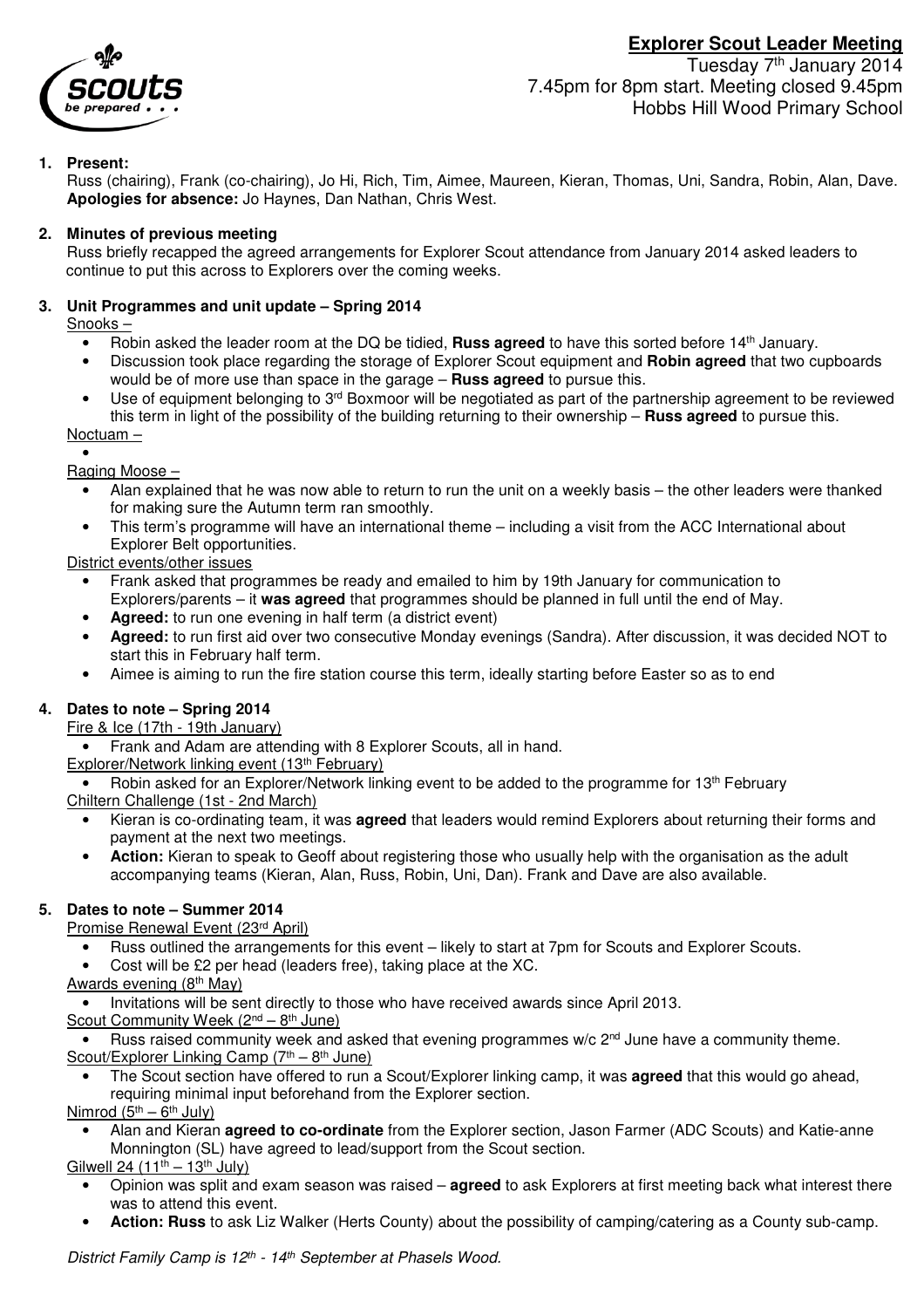# Explorer Scout Leader Meeting

Tuesday 7th January 2014
7.45pm for 8pm start. Meeting closed 9.45pm
Hobbs Hill Wood Primary School

**1. Present:**

Russ (chairing), Frank (co-chairing), Jo Hi, Rich, Tim, Aimee, Maureen, Kieran, Thomas, Uni, Sandra, Robin, Alan, Dave.
**Apologies for absence:** Jo Haynes, Dan Nathan, Chris West.

**2. Minutes of previous meeting**

Russ briefly recapped the agreed arrangements for Explorer Scout attendance from January 2014 asked leaders to continue to put this across to Explorers over the coming weeks.

**3. Unit Programmes and unit update – Spring 2014**

Snooks –

- Robin asked the leader room at the DQ be tidied, **Russ agreed** to have this sorted before 14th January.
- Discussion took place regarding the storage of Explorer Scout equipment and **Robin agreed** that two cupboards would be of more use than space in the garage – **Russ agreed** to pursue this.
- Use of equipment belonging to 3rd Boxmoor will be negotiated as part of the partnership agreement to be reviewed this term in light of the possibility of the building returning to their ownership – **Russ agreed** to pursue this.

Noctuam –

-

Raging Moose –

- Alan explained that he was now able to return to run the unit on a weekly basis – the other leaders were thanked for making sure the Autumn term ran smoothly.
- This term's programme will have an international theme – including a visit from the ACC International about Explorer Belt opportunities.

District events/other issues

- Frank asked that programmes be ready and emailed to him by 19th January for communication to Explorers/parents – it **was agreed** that programmes should be planned in full until the end of May.
- **Agreed:** to run one evening in half term (a district event)
- **Agreed:** to run first aid over two consecutive Monday evenings (Sandra). After discussion, it was decided NOT to start this in February half term.
- Aimee is aiming to run the fire station course this term, ideally starting before Easter so as to end

**4. Dates to note – Spring 2014**

Fire & Ice (17th - 19th January)

- Frank and Adam are attending with 8 Explorer Scouts, all in hand.

Explorer/Network linking event (13th February)

- Robin asked for an Explorer/Network linking event to be added to the programme for 13th February

Chiltern Challenge (1st - 2nd March)

- Kieran is co-ordinating team, it was **agreed** that leaders would remind Explorers about returning their forms and payment at the next two meetings.
- **Action:** Kieran to speak to Geoff about registering those who usually help with the organisation as the adult accompanying teams (Kieran, Alan, Russ, Robin, Uni, Dan). Frank and Dave are also available.

**5. Dates to note – Summer 2014**

Promise Renewal Event (23rd April)

- Russ outlined the arrangements for this event – likely to start at 7pm for Scouts and Explorer Scouts.
- Cost will be £2 per head (leaders free), taking place at the XC.

Awards evening (8th May)

- Invitations will be sent directly to those who have received awards since April 2013.

Scout Community Week (2nd – 8th June)

- Russ raised community week and asked that evening programmes w/c 2nd June have a community theme.

Scout/Explorer Linking Camp (7th – 8th June)

- The Scout section have offered to run a Scout/Explorer linking camp, it was **agreed** that this would go ahead, requiring minimal input beforehand from the Explorer section.

Nimrod (5th – 6th July)

- Alan and Kieran **agreed to co-ordinate** from the Explorer section, Jason Farmer (ADC Scouts) and Katie-anne Monnington (SL) have agreed to lead/support from the Scout section.

Gilwell 24 (11th – 13th July)

- Opinion was split and exam season was raised – **agreed** to ask Explorers at first meeting back what interest there was to attend this event.
- **Action: Russ** to ask Liz Walker (Herts County) about the possibility of camping/catering as a County sub-camp.

*District Family Camp is 12th - 14th September at Phasels Wood.*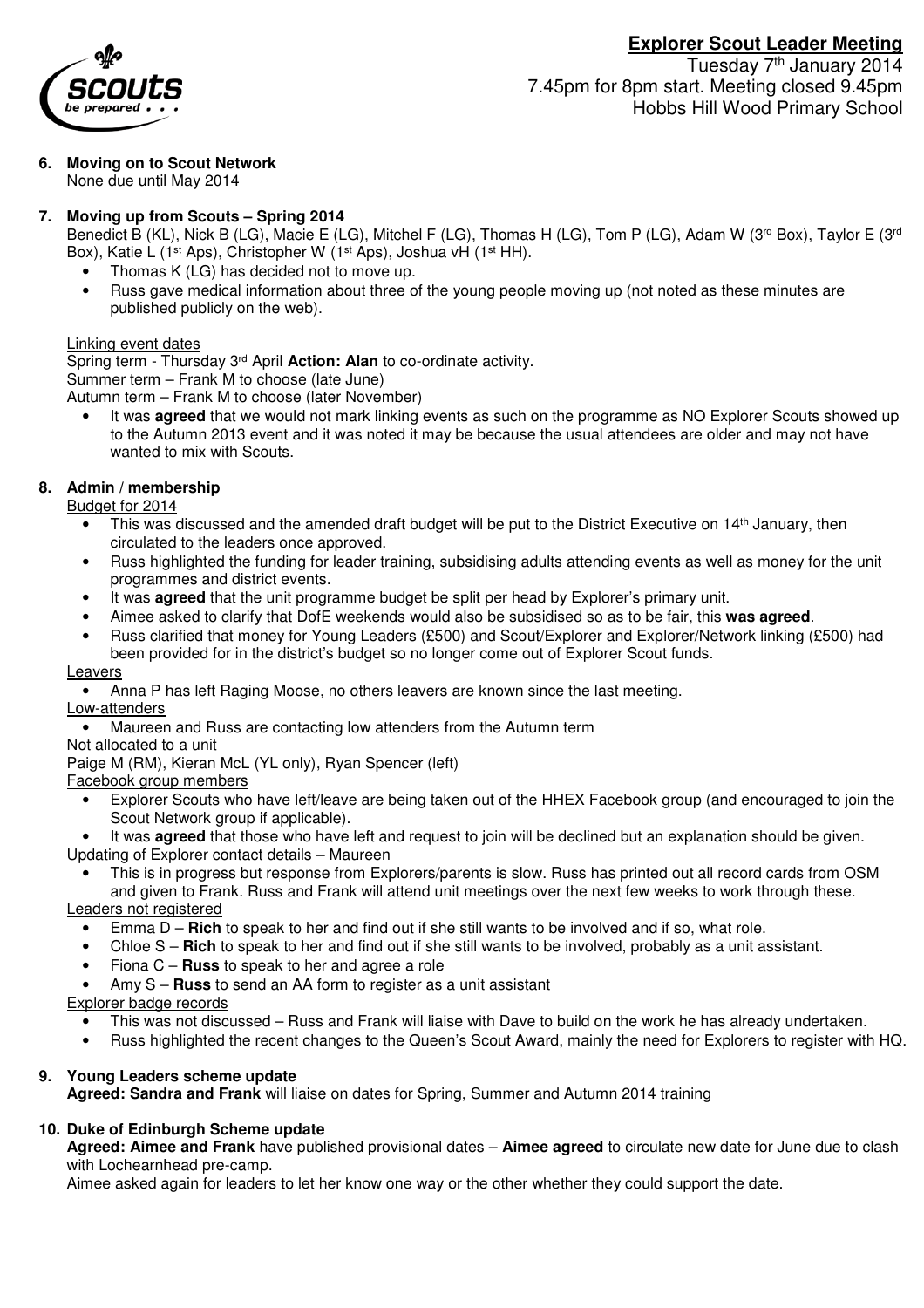# Explorer Scout Leader Meeting

Tuesday 7th January 2014
7.45pm for 8pm start. Meeting closed 9.45pm
Hobbs Hill Wood Primary School

**6. Moving on to Scout Network**
None due until May 2014

**7. Moving up from Scouts – Spring 2014**
Benedict B (KL), Nick B (LG), Macie E (LG), Mitchel F (LG), Thomas H (LG), Tom P (LG), Adam W (3rd Box), Taylor E (3rd Box), Katie L (1st Aps), Christopher W (1st Aps), Joshua vH (1st HH).

- Thomas K (LG) has decided not to move up.
- Russ gave medical information about three of the young people moving up (not noted as these minutes are published publicly on the web).

Linking event dates
Spring term - Thursday 3rd April **Action: Alan** to co-ordinate activity.
Summer term – Frank M to choose (late June)
Autumn term – Frank M to choose (later November)

- It was **agreed** that we would not mark linking events as such on the programme as NO Explorer Scouts showed up to the Autumn 2013 event and it was noted it may be because the usual attendees are older and may not have wanted to mix with Scouts.

**8. Admin / membership**

Budget for 2014

- This was discussed and the amended draft budget will be put to the District Executive on 14th January, then circulated to the leaders once approved.
- Russ highlighted the funding for leader training, subsidising adults attending events as well as money for the unit programmes and district events.
- It was **agreed** that the unit programme budget be split per head by Explorer's primary unit.
- Aimee asked to clarify that DofE weekends would also be subsidised so as to be fair, this **was agreed**.
- Russ clarified that money for Young Leaders (£500) and Scout/Explorer and Explorer/Network linking (£500) had been provided for in the district's budget so no longer come out of Explorer Scout funds.

Leavers

- Anna P has left Raging Moose, no others leavers are known since the last meeting.

Low-attenders

- Maureen and Russ are contacting low attenders from the Autumn term

Not allocated to a unit
Paige M (RM), Kieran McL (YL only), Ryan Spencer (left)

Facebook group members

- Explorer Scouts who have left/leave are being taken out of the HHEX Facebook group (and encouraged to join the Scout Network group if applicable).
- It was **agreed** that those who have left and request to join will be declined but an explanation should be given.

Updating of Explorer contact details – Maureen

- This is in progress but response from Explorers/parents is slow. Russ has printed out all record cards from OSM and given to Frank. Russ and Frank will attend unit meetings over the next few weeks to work through these.

Leaders not registered

- Emma D – **Rich** to speak to her and find out if she still wants to be involved and if so, what role.
- Chloe S – **Rich** to speak to her and find out if she still wants to be involved, probably as a unit assistant.
- Fiona C – **Russ** to speak to her and agree a role
- Amy S – **Russ** to send an AA form to register as a unit assistant

Explorer badge records

- This was not discussed – Russ and Frank will liaise with Dave to build on the work he has already undertaken.
- Russ highlighted the recent changes to the Queen's Scout Award, mainly the need for Explorers to register with HQ.

**9. Young Leaders scheme update**
**Agreed: Sandra and Frank** will liaise on dates for Spring, Summer and Autumn 2014 training

**10. Duke of Edinburgh Scheme update**
**Agreed: Aimee and Frank** have published provisional dates – **Aimee agreed** to circulate new date for June due to clash with Lochearnhead pre-camp.
Aimee asked again for leaders to let her know one way or the other whether they could support the date.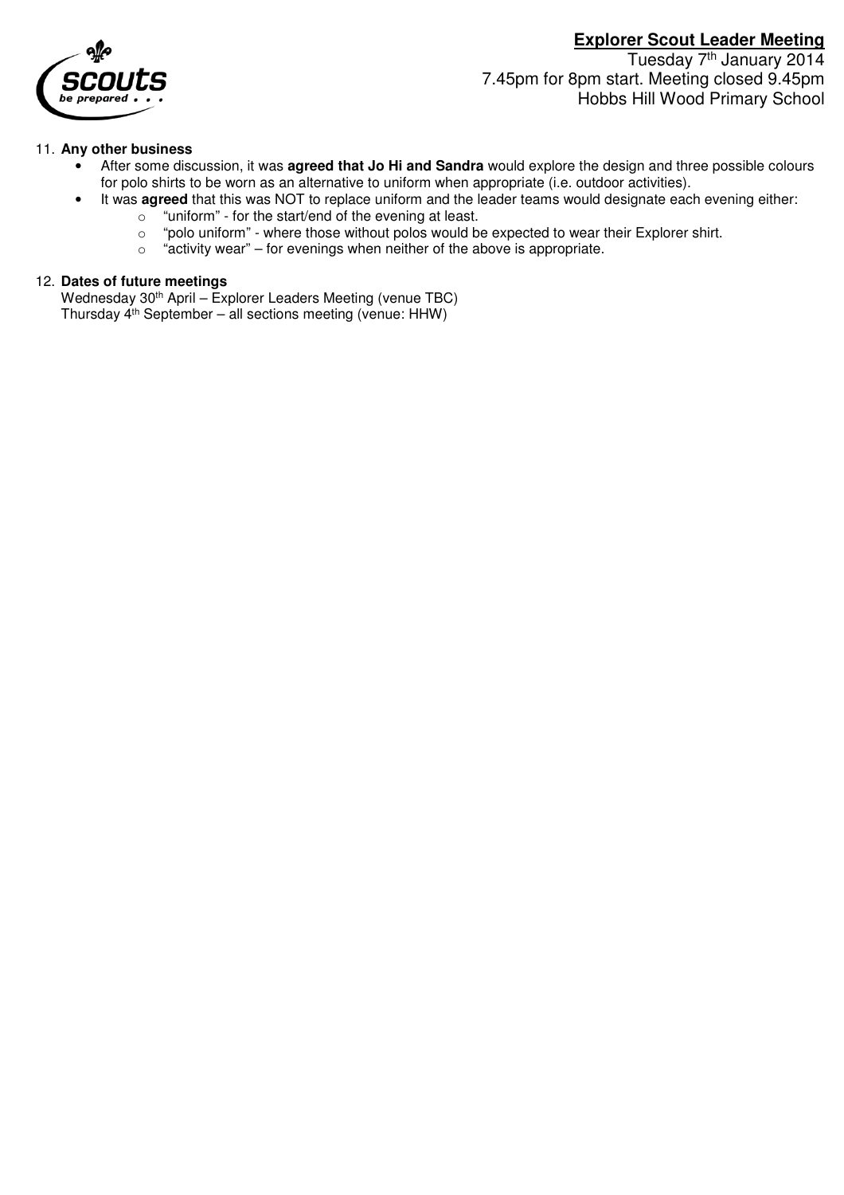11. **Any other business**
    - After some discussion, it was **agreed that Jo Hi and Sandra** would explore the design and three possible colours for polo shirts to be worn as an alternative to uniform when appropriate (i.e. outdoor activities).
    - It was **agreed** that this was NOT to replace uniform and the leader teams would designate each evening either:
        - "uniform" - for the start/end of the evening at least.
        - "polo uniform" - where those without polos would be expected to wear their Explorer shirt.
        - "activity wear" – for evenings when neither of the above is appropriate.

12. **Dates of future meetings**

    Wednesday 30th April – Explorer Leaders Meeting (venue TBC)

    Thursday 4th September – all sections meeting (venue: HHW)